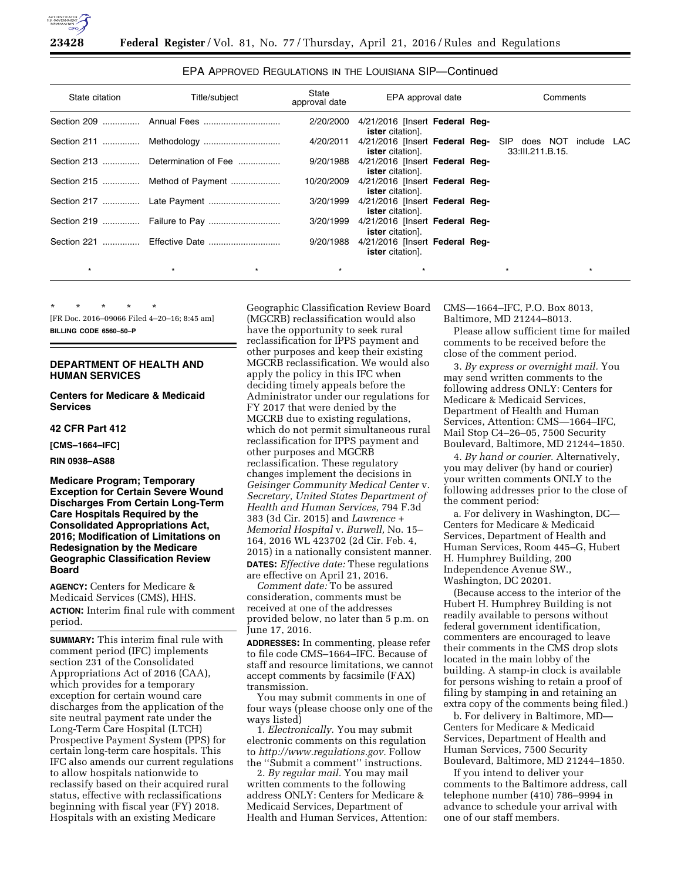EPA APPROVED REGULATIONS IN THE LOUISIANA SIP—Continued

| State citation | Title/subject | State approval date | EPA approval date | Comments |
| --- | --- | --- | --- | --- |
| Section 209 | Annual Fees | 2/20/2000 | 4/21/2016 [Insert **Federal Register** citation]. | |
| Section 211 | Methodology | 4/20/2011 | 4/21/2016 [Insert **Federal Register** citation]. | SIP does NOT include LAC 33:III.211.B.15. |
| Section 213 | Determination of Fee | 9/20/1988 | 4/21/2016 [Insert **Federal Register** citation]. | |
| Section 215 | Method of Payment | 10/20/2009 | 4/21/2016 [Insert **Federal Register** citation]. | |
| Section 217 | Late Payment | 3/20/1999 | 4/21/2016 [Insert **Federal Register** citation]. | |
| Section 219 | Failure to Pay | 3/20/1999 | 4/21/2016 [Insert **Federal Register** citation]. | |
| Section 221 | Effective Date | 9/20/1988 | 4/21/2016 [Insert **Federal Register** citation]. | |
| * * | * | * | * | * * |

\* \* \* \* \*

[FR Doc. 2016–09066 Filed 4–20–16; 8:45 am]

**BILLING CODE 6560–50–P**

## DEPARTMENT OF HEALTH AND HUMAN SERVICES

### Centers for Medicare & Medicaid Services

### 42 CFR Part 412

**[CMS–1664–IFC]**

**RIN 0938–AS88**

### Medicare Program; Temporary Exception for Certain Severe Wound Discharges From Certain Long-Term Care Hospitals Required by the Consolidated Appropriations Act, 2016; Modification of Limitations on Redesignation by the Medicare Geographic Classification Review Board

**AGENCY:** Centers for Medicare & Medicaid Services (CMS), HHS.

**ACTION:** Interim final rule with comment period.

**SUMMARY:** This interim final rule with comment period (IFC) implements section 231 of the Consolidated Appropriations Act of 2016 (CAA), which provides for a temporary exception for certain wound care discharges from the application of the site neutral payment rate under the Long-Term Care Hospital (LTCH) Prospective Payment System (PPS) for certain long-term care hospitals. This IFC also amends our current regulations to allow hospitals nationwide to reclassify based on their acquired rural status, effective with reclassifications beginning with fiscal year (FY) 2018. Hospitals with an existing Medicare Geographic Classification Review Board (MGCRB) reclassification would also have the opportunity to seek rural reclassification for IPPS payment and other purposes and keep their existing MGCRB reclassification. We would also apply the policy in this IFC when deciding timely appeals before the Administrator under our regulations for FY 2017 that were denied by the MGCRB due to existing regulations, which do not permit simultaneous rural reclassification for IPPS payment and other purposes and MGCRB reclassification. These regulatory changes implement the decisions in *Geisinger Community Medical Center* v. *Secretary, United States Department of Health and Human Services,* 794 F.3d 383 (3d Cir. 2015) and *Lawrence + Memorial Hospital* v. *Burwell,* No. 15–164, 2016 WL 423702 (2d Cir. Feb. 4, 2015) in a nationally consistent manner.

**DATES:** *Effective date:* These regulations are effective on April 21, 2016.

*Comment date:* To be assured consideration, comments must be received at one of the addresses provided below, no later than 5 p.m. on June 17, 2016.

**ADDRESSES:** In commenting, please refer to file code CMS–1664–IFC. Because of staff and resource limitations, we cannot accept comments by facsimile (FAX) transmission.

You may submit comments in one of four ways (please choose only one of the ways listed)

1. *Electronically.* You may submit electronic comments on this regulation to *http://www.regulations.gov.* Follow the ''Submit a comment'' instructions.

2. *By regular mail.* You may mail written comments to the following address ONLY: Centers for Medicare & Medicaid Services, Department of Health and Human Services, Attention: CMS—1664–IFC, P.O. Box 8013, Baltimore, MD 21244–8013.

Please allow sufficient time for mailed comments to be received before the close of the comment period.

3. *By express or overnight mail.* You may send written comments to the following address ONLY: Centers for Medicare & Medicaid Services, Department of Health and Human Services, Attention: CMS—1664–IFC, Mail Stop C4–26–05, 7500 Security Boulevard, Baltimore, MD 21244–1850.

4. *By hand or courier.* Alternatively, you may deliver (by hand or courier) your written comments ONLY to the following addresses prior to the close of the comment period:

a. For delivery in Washington, DC—Centers for Medicare & Medicaid Services, Department of Health and Human Services, Room 445–G, Hubert H. Humphrey Building, 200 Independence Avenue SW., Washington, DC 20201.

(Because access to the interior of the Hubert H. Humphrey Building is not readily available to persons without federal government identification, commenters are encouraged to leave their comments in the CMS drop slots located in the main lobby of the building. A stamp-in clock is available for persons wishing to retain a proof of filing by stamping in and retaining an extra copy of the comments being filed.)

b. For delivery in Baltimore, MD—Centers for Medicare & Medicaid Services, Department of Health and Human Services, 7500 Security Boulevard, Baltimore, MD 21244–1850.

If you intend to deliver your comments to the Baltimore address, call telephone number (410) 786–9994 in advance to schedule your arrival with one of our staff members.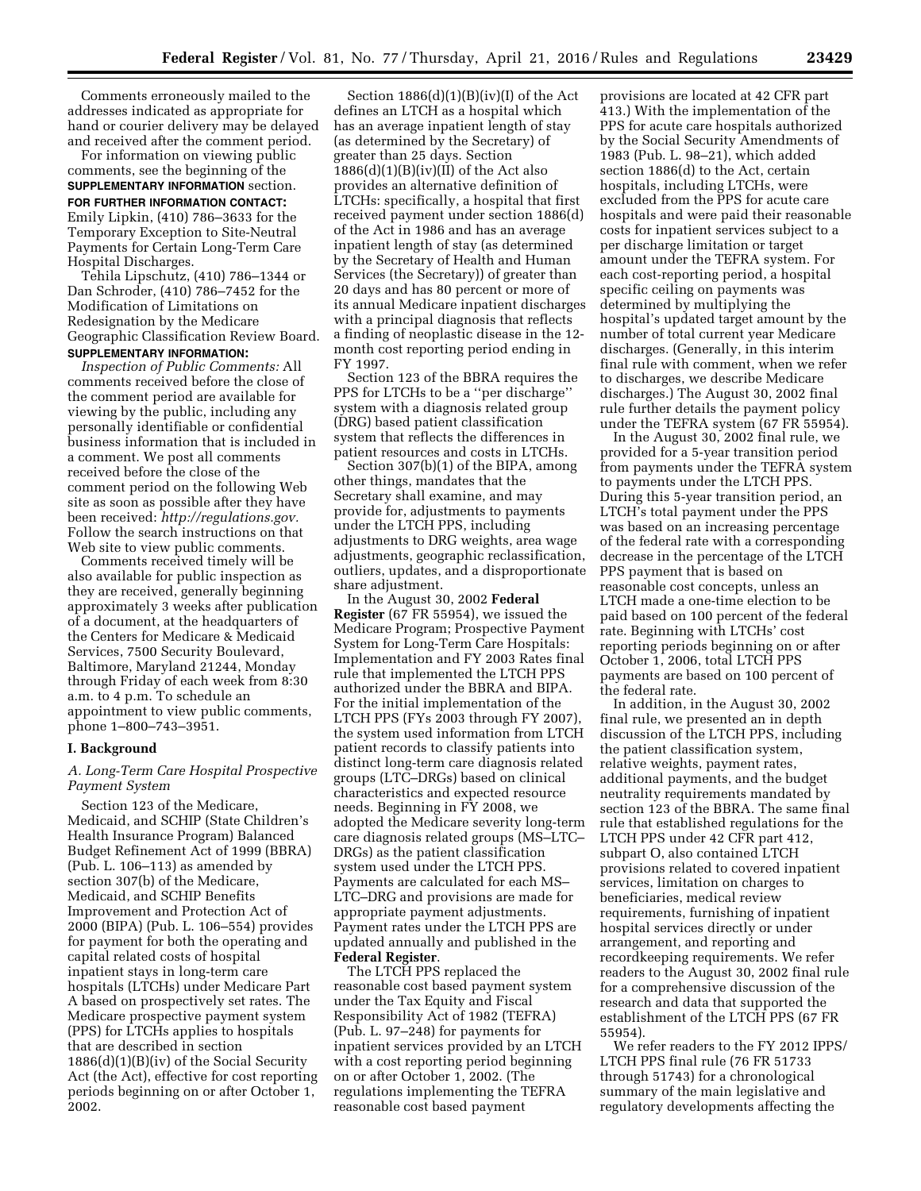Comments erroneously mailed to the addresses indicated as appropriate for hand or courier delivery may be delayed and received after the comment period.

For information on viewing public comments, see the beginning of the **SUPPLEMENTARY INFORMATION** section.

**FOR FURTHER INFORMATION CONTACT:**
Emily Lipkin, (410) 786–3633 for the Temporary Exception to Site-Neutral Payments for Certain Long-Term Care Hospital Discharges.

Tehila Lipschutz, (410) 786–1344 or Dan Schroder, (410) 786–7452 for the Modification of Limitations on Redesignation by the Medicare Geographic Classification Review Board.

**SUPPLEMENTARY INFORMATION:**

*Inspection of Public Comments:* All comments received before the close of the comment period are available for viewing by the public, including any personally identifiable or confidential business information that is included in a comment. We post all comments received before the close of the comment period on the following Web site as soon as possible after they have been received: *http://regulations.gov.* Follow the search instructions on that Web site to view public comments.

Comments received timely will be also available for public inspection as they are received, generally beginning approximately 3 weeks after publication of a document, at the headquarters of the Centers for Medicare & Medicaid Services, 7500 Security Boulevard, Baltimore, Maryland 21244, Monday through Friday of each week from 8:30 a.m. to 4 p.m. To schedule an appointment to view public comments, phone 1–800–743–3951.

## I. Background

### A. Long-Term Care Hospital Prospective Payment System

Section 123 of the Medicare, Medicaid, and SCHIP (State Children's Health Insurance Program) Balanced Budget Refinement Act of 1999 (BBRA) (Pub. L. 106–113) as amended by section 307(b) of the Medicare, Medicaid, and SCHIP Benefits Improvement and Protection Act of 2000 (BIPA) (Pub. L. 106–554) provides for payment for both the operating and capital related costs of hospital inpatient stays in long-term care hospitals (LTCHs) under Medicare Part A based on prospectively set rates. The Medicare prospective payment system (PPS) for LTCHs applies to hospitals that are described in section 1886(d)(1)(B)(iv) of the Social Security Act (the Act), effective for cost reporting periods beginning on or after October 1, 2002.

Section 1886(d)(1)(B)(iv)(I) of the Act defines an LTCH as a hospital which has an average inpatient length of stay (as determined by the Secretary) of greater than 25 days. Section 1886(d)(1)(B)(iv)(II) of the Act also provides an alternative definition of LTCHs: specifically, a hospital that first received payment under section 1886(d) of the Act in 1986 and has an average inpatient length of stay (as determined by the Secretary of Health and Human Services (the Secretary)) of greater than 20 days and has 80 percent or more of its annual Medicare inpatient discharges with a principal diagnosis that reflects a finding of neoplastic disease in the 12-month cost reporting period ending in FY 1997.

Section 123 of the BBRA requires the PPS for LTCHs to be a "per discharge" system with a diagnosis related group (DRG) based patient classification system that reflects the differences in patient resources and costs in LTCHs.

Section 307(b)(1) of the BIPA, among other things, mandates that the Secretary shall examine, and may provide for, adjustments to payments under the LTCH PPS, including adjustments to DRG weights, area wage adjustments, geographic reclassification, outliers, updates, and a disproportionate share adjustment.

In the August 30, 2002 **Federal Register** (67 FR 55954), we issued the Medicare Program; Prospective Payment System for Long-Term Care Hospitals: Implementation and FY 2003 Rates final rule that implemented the LTCH PPS authorized under the BBRA and BIPA. For the initial implementation of the LTCH PPS (FYs 2003 through FY 2007), the system used information from LTCH patient records to classify patients into distinct long-term care diagnosis related groups (LTC–DRGs) based on clinical characteristics and expected resource needs. Beginning in FY 2008, we adopted the Medicare severity long-term care diagnosis related groups (MS–LTC–DRGs) as the patient classification system used under the LTCH PPS. Payments are calculated for each MS–LTC–DRG and provisions are made for appropriate payment adjustments. Payment rates under the LTCH PPS are updated annually and published in the **Federal Register**.

The LTCH PPS replaced the reasonable cost based payment system under the Tax Equity and Fiscal Responsibility Act of 1982 (TEFRA) (Pub. L. 97–248) for payments for inpatient services provided by an LTCH with a cost reporting period beginning on or after October 1, 2002. (The regulations implementing the TEFRA reasonable cost based payment provisions are located at 42 CFR part 413.) With the implementation of the PPS for acute care hospitals authorized by the Social Security Amendments of 1983 (Pub. L. 98–21), which added section 1886(d) to the Act, certain hospitals, including LTCHs, were excluded from the PPS for acute care hospitals and were paid their reasonable costs for inpatient services subject to a per discharge limitation or target amount under the TEFRA system. For each cost-reporting period, a hospital specific ceiling on payments was determined by multiplying the hospital's updated target amount by the number of total current year Medicare discharges. (Generally, in this interim final rule with comment, when we refer to discharges, we describe Medicare discharges.) The August 30, 2002 final rule further details the payment policy under the TEFRA system (67 FR 55954).

In the August 30, 2002 final rule, we provided for a 5-year transition period from payments under the TEFRA system to payments under the LTCH PPS. During this 5-year transition period, an LTCH's total payment under the PPS was based on an increasing percentage of the federal rate with a corresponding decrease in the percentage of the LTCH PPS payment that is based on reasonable cost concepts, unless an LTCH made a one-time election to be paid based on 100 percent of the federal rate. Beginning with LTCHs' cost reporting periods beginning on or after October 1, 2006, total LTCH PPS payments are based on 100 percent of the federal rate.

In addition, in the August 30, 2002 final rule, we presented an in depth discussion of the LTCH PPS, including the patient classification system, relative weights, payment rates, additional payments, and the budget neutrality requirements mandated by section 123 of the BBRA. The same final rule that established regulations for the LTCH PPS under 42 CFR part 412, subpart O, also contained LTCH provisions related to covered inpatient services, limitation on charges to beneficiaries, medical review requirements, furnishing of inpatient hospital services directly or under arrangement, and reporting and recordkeeping requirements. We refer readers to the August 30, 2002 final rule for a comprehensive discussion of the research and data that supported the establishment of the LTCH PPS (67 FR 55954).

We refer readers to the FY 2012 IPPS/LTCH PPS final rule (76 FR 51733 through 51743) for a chronological summary of the main legislative and regulatory developments affecting the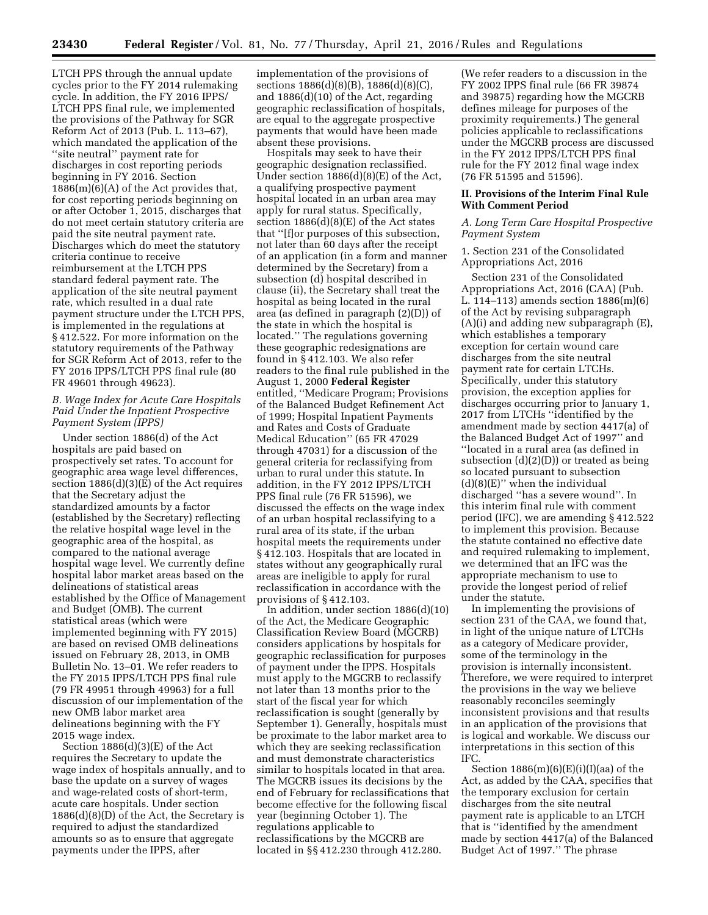LTCH PPS through the annual update cycles prior to the FY 2014 rulemaking cycle. In addition, the FY 2016 IPPS/LTCH PPS final rule, we implemented the provisions of the Pathway for SGR Reform Act of 2013 (Pub. L. 113–67), which mandated the application of the ''site neutral'' payment rate for discharges in cost reporting periods beginning in FY 2016. Section 1886(m)(6)(A) of the Act provides that, for cost reporting periods beginning on or after October 1, 2015, discharges that do not meet certain statutory criteria are paid the site neutral payment rate. Discharges which do meet the statutory criteria continue to receive reimbursement at the LTCH PPS standard federal payment rate. The application of the site neutral payment rate, which resulted in a dual rate payment structure under the LTCH PPS, is implemented in the regulations at § 412.522. For more information on the statutory requirements of the Pathway for SGR Reform Act of 2013, refer to the FY 2016 IPPS/LTCH PPS final rule (80 FR 49601 through 49623).

### B. Wage Index for Acute Care Hospitals Paid Under the Inpatient Prospective Payment System (IPPS)

Under section 1886(d) of the Act hospitals are paid based on prospectively set rates. To account for geographic area wage level differences, section 1886(d)(3)(E) of the Act requires that the Secretary adjust the standardized amounts by a factor (established by the Secretary) reflecting the relative hospital wage level in the geographic area of the hospital, as compared to the national average hospital wage level. We currently define hospital labor market areas based on the delineations of statistical areas established by the Office of Management and Budget (OMB). The current statistical areas (which were implemented beginning with FY 2015) are based on revised OMB delineations issued on February 28, 2013, in OMB Bulletin No. 13–01. We refer readers to the FY 2015 IPPS/LTCH PPS final rule (79 FR 49951 through 49963) for a full discussion of our implementation of the new OMB labor market area delineations beginning with the FY 2015 wage index.

Section 1886(d)(3)(E) of the Act requires the Secretary to update the wage index of hospitals annually, and to base the update on a survey of wages and wage-related costs of short-term, acute care hospitals. Under section 1886(d)(8)(D) of the Act, the Secretary is required to adjust the standardized amounts so as to ensure that aggregate payments under the IPPS, after implementation of the provisions of sections 1886(d)(8)(B), 1886(d)(8)(C), and 1886(d)(10) of the Act, regarding geographic reclassification of hospitals, are equal to the aggregate prospective payments that would have been made absent these provisions.

Hospitals may seek to have their geographic designation reclassified. Under section 1886(d)(8)(E) of the Act, a qualifying prospective payment hospital located in an urban area may apply for rural status. Specifically, section 1886(d)(8)(E) of the Act states that ''[f]or purposes of this subsection, not later than 60 days after the receipt of an application (in a form and manner determined by the Secretary) from a subsection (d) hospital described in clause (ii), the Secretary shall treat the hospital as being located in the rural area (as defined in paragraph (2)(D)) of the state in which the hospital is located.'' The regulations governing these geographic redesignations are found in § 412.103. We also refer readers to the final rule published in the August 1, 2000 **Federal Register** entitled, ''Medicare Program; Provisions of the Balanced Budget Refinement Act of 1999; Hospital Inpatient Payments and Rates and Costs of Graduate Medical Education'' (65 FR 47029 through 47031) for a discussion of the general criteria for reclassifying from urban to rural under this statute. In addition, in the FY 2012 IPPS/LTCH PPS final rule (76 FR 51596), we discussed the effects on the wage index of an urban hospital reclassifying to a rural area of its state, if the urban hospital meets the requirements under § 412.103. Hospitals that are located in states without any geographically rural areas are ineligible to apply for rural reclassification in accordance with the provisions of § 412.103.

In addition, under section 1886(d)(10) of the Act, the Medicare Geographic Classification Review Board (MGCRB) considers applications by hospitals for geographic reclassification for purposes of payment under the IPPS. Hospitals must apply to the MGCRB to reclassify not later than 13 months prior to the start of the fiscal year for which reclassification is sought (generally by September 1). Generally, hospitals must be proximate to the labor market area to which they are seeking reclassification and must demonstrate characteristics similar to hospitals located in that area. The MGCRB issues its decisions by the end of February for reclassifications that become effective for the following fiscal year (beginning October 1). The regulations applicable to reclassifications by the MGCRB are located in §§ 412.230 through 412.280. (We refer readers to a discussion in the FY 2002 IPPS final rule (66 FR 39874 and 39875) regarding how the MGCRB defines mileage for purposes of the proximity requirements.) The general policies applicable to reclassifications under the MGCRB process are discussed in the FY 2012 IPPS/LTCH PPS final rule for the FY 2012 final wage index (76 FR 51595 and 51596).

## II. Provisions of the Interim Final Rule With Comment Period

### A. Long Term Care Hospital Prospective Payment System

1. Section 231 of the Consolidated Appropriations Act, 2016

Section 231 of the Consolidated Appropriations Act, 2016 (CAA) (Pub. L. 114–113) amends section 1886(m)(6) of the Act by revising subparagraph (A)(i) and adding new subparagraph (E), which establishes a temporary exception for certain wound care discharges from the site neutral payment rate for certain LTCHs. Specifically, under this statutory provision, the exception applies for discharges occurring prior to January 1, 2017 from LTCHs ''identified by the amendment made by section 4417(a) of the Balanced Budget Act of 1997'' and ''located in a rural area (as defined in subsection (d)(2)(D)) or treated as being so located pursuant to subsection (d)(8)(E)'' when the individual discharged ''has a severe wound''. In this interim final rule with comment period (IFC), we are amending § 412.522 to implement this provision. Because the statute contained no effective date and required rulemaking to implement, we determined that an IFC was the appropriate mechanism to use to provide the longest period of relief under the statute.

In implementing the provisions of section 231 of the CAA, we found that, in light of the unique nature of LTCHs as a category of Medicare provider, some of the terminology in the provision is internally inconsistent. Therefore, we were required to interpret the provisions in the way we believe reasonably reconciles seemingly inconsistent provisions and that results in an application of the provisions that is logical and workable. We discuss our interpretations in this section of this IFC.

Section 1886(m)(6)(E)(i)(I)(aa) of the Act, as added by the CAA, specifies that the temporary exclusion for certain discharges from the site neutral payment rate is applicable to an LTCH that is ''identified by the amendment made by section 4417(a) of the Balanced Budget Act of 1997.'' The phrase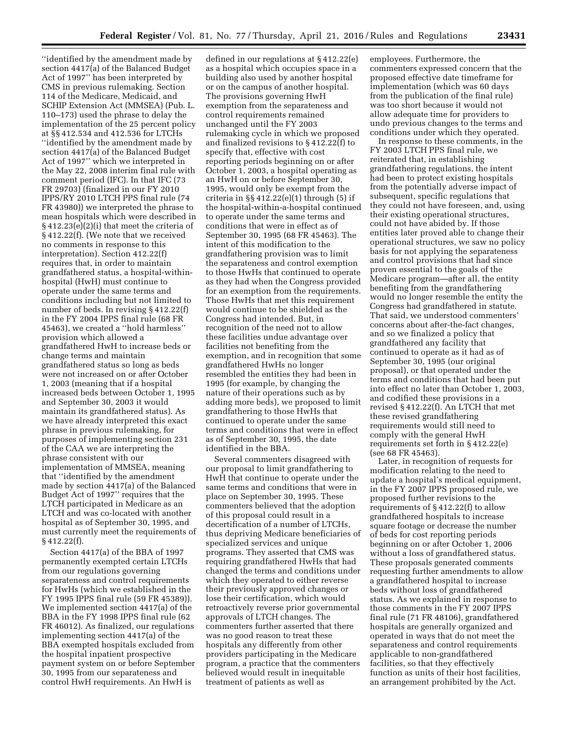''identified by the amendment made by section 4417(a) of the Balanced Budget Act of 1997'' has been interpreted by CMS in previous rulemaking. Section 114 of the Medicare, Medicaid, and SCHIP Extension Act (MMSEA) (Pub. L. 110–173) used the phrase to delay the implementation of the 25 percent policy at §§ 412.534 and 412.536 for LTCHs ''identified by the amendment made by section 4417(a) of the Balanced Budget Act of 1997'' which we interpreted in the May 22, 2008 interim final rule with comment period (IFC). In that IFC (73 FR 29703) (finalized in our FY 2010 IPPS/RY 2010 LTCH PPS final rule (74 FR 43980)) we interpreted the phrase to mean hospitals which were described in § 412.23(e)(2)(i) that meet the criteria of § 412.22(f). (We note that we received no comments in response to this interpretation). Section 412.22(f) requires that, in order to maintain grandfathered status, a hospital-within-hospital (HwH) must continue to operate under the same terms and conditions including but not limited to number of beds. In revising § 412.22(f) in the FY 2004 IPPS final rule (68 FR 45463), we created a ''hold harmless'' provision which allowed a grandfathered HwH to increase beds or change terms and maintain grandfathered status so long as beds were not increased on or after October 1, 2003 (meaning that if a hospital increased beds between October 1, 1995 and September 30, 2003 it would maintain its grandfathered status). As we have already interpreted this exact phrase in previous rulemaking, for purposes of implementing section 231 of the CAA we are interpreting the phrase consistent with our implementation of MMSEA, meaning that ''identified by the amendment made by section 4417(a) of the Balanced Budget Act of 1997'' requires that the LTCH participated in Medicare as an LTCH and was co-located with another hospital as of September 30, 1995, and must currently meet the requirements of § 412.22(f).

Section 4417(a) of the BBA of 1997 permanently exempted certain LTCHs from our regulations governing separateness and control requirements for HwHs (which we established in the FY 1995 IPPS final rule (59 FR 45389)). We implemented section 4417(a) of the BBA in the FY 1998 IPPS final rule (62 FR 46012). As finalized, our regulations implementing section 4417(a) of the BBA exempted hospitals excluded from the hospital inpatient prospective payment system on or before September 30, 1995 from our separateness and control HwH requirements. An HwH is defined in our regulations at § 412.22(e) as a hospital which occupies space in a building also used by another hospital or on the campus of another hospital. The provisions governing HwH exemption from the separateness and control requirements remained unchanged until the FY 2003 rulemaking cycle in which we proposed and finalized revisions to § 412.22(f) to specify that, effective with cost reporting periods beginning on or after October 1, 2003, a hospital operating as an HwH on or before September 30, 1995, would only be exempt from the criteria in §§ 412.22(e)(1) through (5) if the hospital-within-a-hospital continued to operate under the same terms and conditions that were in effect as of September 30, 1995 (68 FR 45463). The intent of this modification to the grandfathering provision was to limit the separateness and control exemption to those HwHs that continued to operate as they had when the Congress provided for an exemption from the requirements. Those HwHs that met this requirement would continue to be shielded as the Congress had intended. But, in recognition of the need not to allow these facilities undue advantage over facilities not benefiting from the exemption, and in recognition that some grandfathered HwHs no longer resembled the entities they had been in 1995 (for example, by changing the nature of their operations such as by adding more beds), we proposed to limit grandfathering to those HwHs that continued to operate under the same terms and conditions that were in effect as of September 30, 1995, the date identified in the BBA.

Several commenters disagreed with our proposal to limit grandfathering to HwH that continue to operate under the same terms and conditions that were in place on September 30, 1995. These commenters believed that the adoption of this proposal could result in a decertification of a number of LTCHs, thus depriving Medicare beneficiaries of specialized services and unique programs. They asserted that CMS was requiring grandfathered HwHs that had changed the terms and conditions under which they operated to either reverse their previously approved changes or lose their certification, which would retroactively reverse prior governmental approvals of LTCH changes. The commenters further asserted that there was no good reason to treat these hospitals any differently from other providers participating in the Medicare program, a practice that the commenters believed would result in inequitable treatment of patients as well as employees. Furthermore, the commenters expressed concern that the proposed effective date timeframe for implementation (which was 60 days from the publication of the final rule) was too short because it would not allow adequate time for providers to undo previous changes to the terms and conditions under which they operated.

In response to these comments, in the FY 2003 LTCH PPS final rule, we reiterated that, in establishing grandfathering regulations, the intent had been to protect existing hospitals from the potentially adverse impact of subsequent, specific regulations that they could not have foreseen, and, using their existing operational structures, could not have abided by. If these entities later proved able to change their operational structures, we saw no policy basis for not applying the separateness and control provisions that had since proven essential to the goals of the Medicare program—after all, the entity benefiting from the grandfathering would no longer resemble the entity the Congress had grandfathered in statute. That said, we understood commenters' concerns about after-the-fact changes, and so we finalized a policy that grandfathered any facility that continued to operate as it had as of September 30, 1995 (our original proposal), or that operated under the terms and conditions that had been put into effect no later than October 1, 2003, and codified these provisions in a revised § 412.22(f). An LTCH that met these revised grandfathering requirements would still need to comply with the general HwH requirements set forth in § 412.22(e) (see 68 FR 45463).

Later, in recognition of requests for modification relating to the need to update a hospital's medical equipment, in the FY 2007 IPPS proposed rule, we proposed further revisions to the requirements of § 412.22(f) to allow grandfathered hospitals to increase square footage or decrease the number of beds for cost reporting periods beginning on or after October 1, 2006 without a loss of grandfathered status. These proposals generated comments requesting further amendments to allow a grandfathered hospital to increase beds without loss of grandfathered status. As we explained in response to those comments in the FY 2007 IPPS final rule (71 FR 48106), grandfathered hospitals are generally organized and operated in ways that do not meet the separateness and control requirements applicable to non-grandfathered facilities, so that they effectively function as units of their host facilities, an arrangement prohibited by the Act.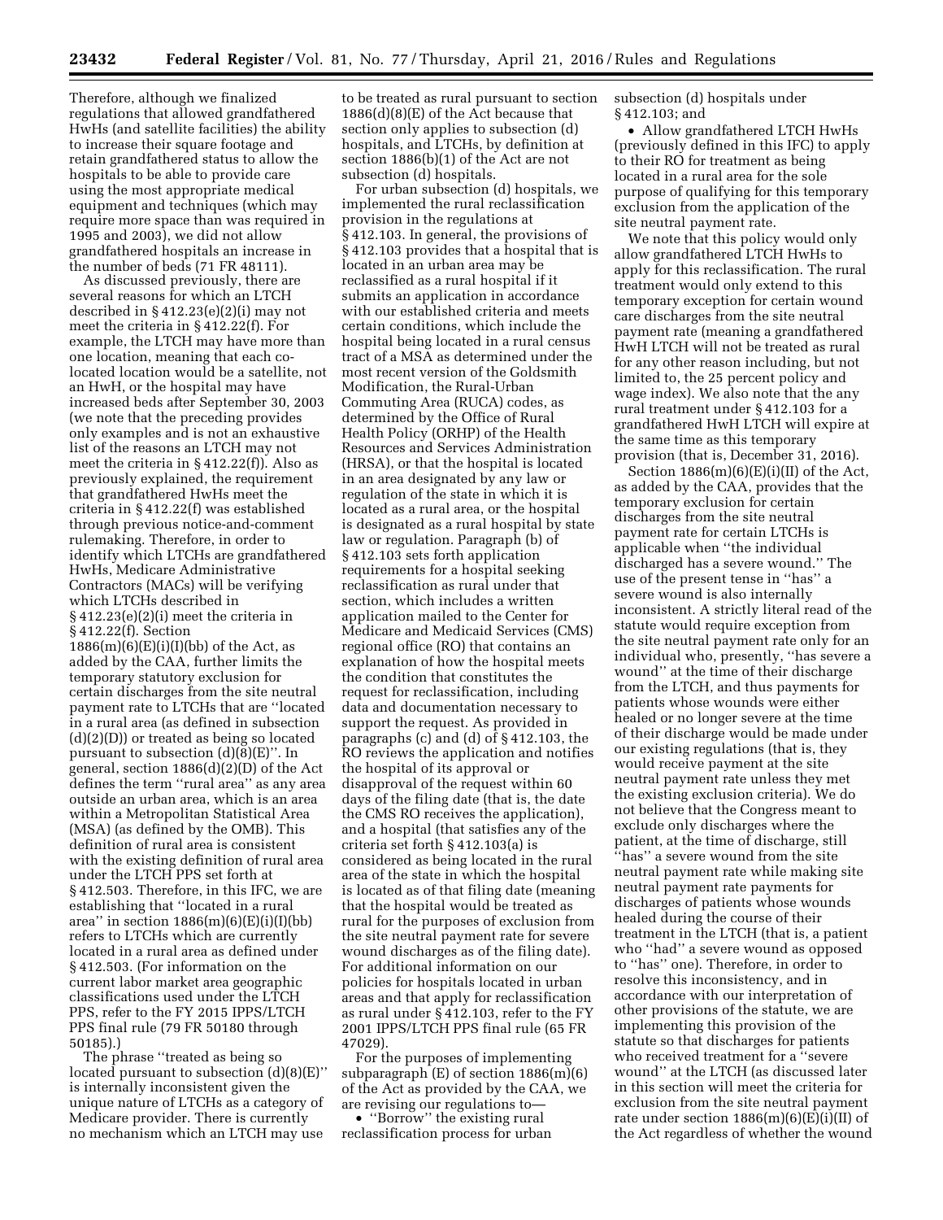Therefore, although we finalized regulations that allowed grandfathered HwHs (and satellite facilities) the ability to increase their square footage and retain grandfathered status to allow the hospitals to be able to provide care using the most appropriate medical equipment and techniques (which may require more space than was required in 1995 and 2003), we did not allow grandfathered hospitals an increase in the number of beds (71 FR 48111).

As discussed previously, there are several reasons for which an LTCH described in § 412.23(e)(2)(i) may not meet the criteria in § 412.22(f). For example, the LTCH may have more than one location, meaning that each co-located location would be a satellite, not an HwH, or the hospital may have increased beds after September 30, 2003 (we note that the preceding provides only examples and is not an exhaustive list of the reasons an LTCH may not meet the criteria in § 412.22(f)). Also as previously explained, the requirement that grandfathered HwHs meet the criteria in § 412.22(f) was established through previous notice-and-comment rulemaking. Therefore, in order to identify which LTCHs are grandfathered HwHs, Medicare Administrative Contractors (MACs) will be verifying which LTCHs described in § 412.23(e)(2)(i) meet the criteria in § 412.22(f). Section 1886(m)(6)(E)(i)(I)(bb) of the Act, as added by the CAA, further limits the temporary statutory exclusion for certain discharges from the site neutral payment rate to LTCHs that are ''located in a rural area (as defined in subsection (d)(2)(D)) or treated as being so located pursuant to subsection (d)(8)(E)''. In general, section 1886(d)(2)(D) of the Act defines the term ''rural area'' as any area outside an urban area, which is an area within a Metropolitan Statistical Area (MSA) (as defined by the OMB). This definition of rural area is consistent with the existing definition of rural area under the LTCH PPS set forth at § 412.503. Therefore, in this IFC, we are establishing that ''located in a rural area'' in section 1886(m)(6)(E)(i)(I)(bb) refers to LTCHs which are currently located in a rural area as defined under § 412.503. (For information on the current labor market area geographic classifications used under the LTCH PPS, refer to the FY 2015 IPPS/LTCH PPS final rule (79 FR 50180 through 50185).)

The phrase ''treated as being so located pursuant to subsection (d)(8)(E)'' is internally inconsistent given the unique nature of LTCHs as a category of Medicare provider. There is currently no mechanism which an LTCH may use to be treated as rural pursuant to section 1886(d)(8)(E) of the Act because that section only applies to subsection (d) hospitals, and LTCHs, by definition at section 1886(b)(1) of the Act are not subsection (d) hospitals.

For urban subsection (d) hospitals, we implemented the rural reclassification provision in the regulations at § 412.103. In general, the provisions of § 412.103 provides that a hospital that is located in an urban area may be reclassified as a rural hospital if it submits an application in accordance with our established criteria and meets certain conditions, which include the hospital being located in a rural census tract of a MSA as determined under the most recent version of the Goldsmith Modification, the Rural-Urban Commuting Area (RUCA) codes, as determined by the Office of Rural Health Policy (ORHP) of the Health Resources and Services Administration (HRSA), or that the hospital is located in an area designated by any law or regulation of the state in which it is located as a rural area, or the hospital is designated as a rural hospital by state law or regulation. Paragraph (b) of § 412.103 sets forth application requirements for a hospital seeking reclassification as rural under that section, which includes a written application mailed to the Center for Medicare and Medicaid Services (CMS) regional office (RO) that contains an explanation of how the hospital meets the condition that constitutes the request for reclassification, including data and documentation necessary to support the request. As provided in paragraphs (c) and (d) of § 412.103, the RO reviews the application and notifies the hospital of its approval or disapproval of the request within 60 days of the filing date (that is, the date the CMS RO receives the application), and a hospital (that satisfies any of the criteria set forth § 412.103(a) is considered as being located in the rural area of the state in which the hospital is located as of that filing date (meaning that the hospital would be treated as rural for the purposes of exclusion from the site neutral payment rate for severe wound discharges as of the filing date). For additional information on our policies for hospitals located in urban areas and that apply for reclassification as rural under § 412.103, refer to the FY 2001 IPPS/LTCH PPS final rule (65 FR 47029).

For the purposes of implementing subparagraph (E) of section 1886(m)(6) of the Act as provided by the CAA, we are revising our regulations to—

- ''Borrow'' the existing rural reclassification process for urban subsection (d) hospitals under § 412.103; and
- Allow grandfathered LTCH HwHs (previously defined in this IFC) to apply to their RO for treatment as being located in a rural area for the sole purpose of qualifying for this temporary exclusion from the application of the site neutral payment rate.

We note that this policy would only allow grandfathered LTCH HwHs to apply for this reclassification. The rural treatment would only extend to this temporary exception for certain wound care discharges from the site neutral payment rate (meaning a grandfathered HwH LTCH will not be treated as rural for any other reason including, but not limited to, the 25 percent policy and wage index). We also note that the any rural treatment under § 412.103 for a grandfathered HwH LTCH will expire at the same time as this temporary provision (that is, December 31, 2016).

Section 1886(m)(6)(E)(i)(II) of the Act, as added by the CAA, provides that the temporary exclusion for certain discharges from the site neutral payment rate for certain LTCHs is applicable when ''the individual discharged has a severe wound.'' The use of the present tense in ''has'' a severe wound is also internally inconsistent. A strictly literal read of the statute would require exception from the site neutral payment rate only for an individual who, presently, ''has severe a wound'' at the time of their discharge from the LTCH, and thus payments for patients whose wounds were either healed or no longer severe at the time of their discharge would be made under our existing regulations (that is, they would receive payment at the site neutral payment rate unless they met the existing exclusion criteria). We do not believe that the Congress meant to exclude only discharges where the patient, at the time of discharge, still ''has'' a severe wound from the site neutral payment rate while making site neutral payment rate payments for discharges of patients whose wounds healed during the course of their treatment in the LTCH (that is, a patient who ''had'' a severe wound as opposed to ''has'' one). Therefore, in order to resolve this inconsistency, and in accordance with our interpretation of other provisions of the statute, we are implementing this provision of the statute so that discharges for patients who received treatment for a ''severe wound'' at the LTCH (as discussed later in this section will meet the criteria for exclusion from the site neutral payment rate under section 1886(m)(6)(E)(i)(II) of the Act regardless of whether the wound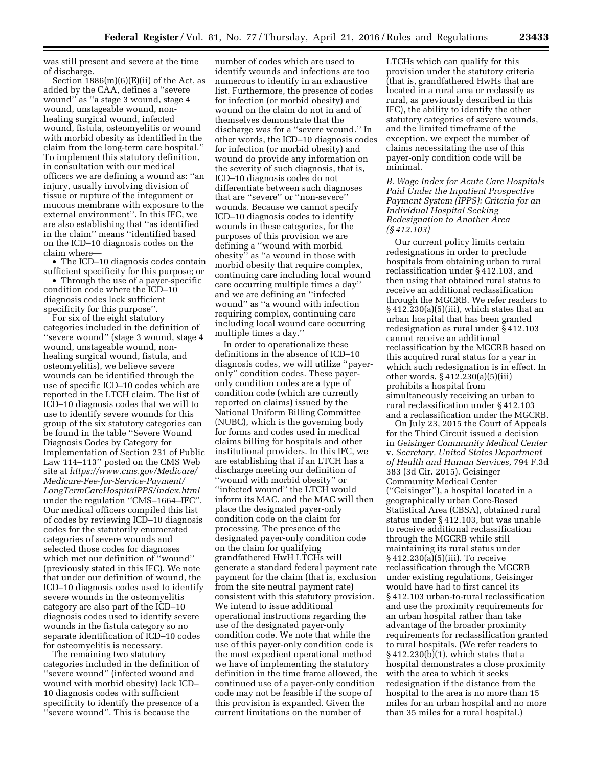was still present and severe at the time of discharge.

Section 1886(m)(6)(E)(ii) of the Act, as added by the CAA, defines a ''severe wound'' as ''a stage 3 wound, stage 4 wound, unstageable wound, non-healing surgical wound, infected wound, fistula, osteomyelitis or wound with morbid obesity as identified in the claim from the long-term care hospital.'' To implement this statutory definition, in consultation with our medical officers we are defining a wound as: ''an injury, usually involving division of tissue or rupture of the integument or mucous membrane with exposure to the external environment''. In this IFC, we are also establishing that ''as identified in the claim'' means ''identified based on the ICD–10 diagnosis codes on the claim where—

- The ICD–10 diagnosis codes contain sufficient specificity for this purpose; or
- Through the use of a payer-specific condition code where the ICD–10 diagnosis codes lack sufficient specificity for this purpose''.

For six of the eight statutory categories included in the definition of ''severe wound'' (stage 3 wound, stage 4 wound, unstageable wound, non-healing surgical wound, fistula, and osteomyelitis), we believe severe wounds can be identified through the use of specific ICD–10 codes which are reported in the LTCH claim. The list of ICD–10 diagnosis codes that we will to use to identify severe wounds for this group of the six statutory categories can be found in the table ''Severe Wound Diagnosis Codes by Category for Implementation of Section 231 of Public Law 114–113'' posted on the CMS Web site at *https://www.cms.gov/Medicare/Medicare-Fee-for-Service-Payment/LongTermCareHospitalPPS/index.html* under the regulation ''CMS–1664–IFC''. Our medical officers compiled this list of codes by reviewing ICD–10 diagnosis codes for the statutorily enumerated categories of severe wounds and selected those codes for diagnoses which met our definition of ''wound'' (previously stated in this IFC). We note that under our definition of wound, the ICD–10 diagnosis codes used to identify severe wounds in the osteomyelitis category are also part of the ICD–10 diagnosis codes used to identify severe wounds in the fistula category so no separate identification of ICD–10 codes for osteomyelitis is necessary.

The remaining two statutory categories included in the definition of ''severe wound'' (infected wound and wound with morbid obesity) lack ICD–10 diagnosis codes with sufficient specificity to identify the presence of a ''severe wound''. This is because the number of codes which are used to identify wounds and infections are too numerous to identify in an exhaustive list. Furthermore, the presence of codes for infection (or morbid obesity) and wound on the claim do not in and of themselves demonstrate that the discharge was for a ''severe wound.'' In other words, the ICD–10 diagnosis codes for infection (or morbid obesity) and wound do provide any information on the severity of such diagnosis, that is, ICD–10 diagnosis codes do not differentiate between such diagnoses that are ''severe'' or ''non-severe'' wounds. Because we cannot specify ICD–10 diagnosis codes to identify wounds in these categories, for the purposes of this provision we are defining a ''wound with morbid obesity'' as ''a wound in those with morbid obesity that require complex, continuing care including local wound care occurring multiple times a day'' and we are defining an ''infected wound'' as ''a wound with infection requiring complex, continuing care including local wound care occurring multiple times a day.''

In order to operationalize these definitions in the absence of ICD–10 diagnosis codes, we will utilize ''payer-only'' condition codes. These payer-only condition codes are a type of condition code (which are currently reported on claims) issued by the National Uniform Billing Committee (NUBC), which is the governing body for forms and codes used in medical claims billing for hospitals and other institutional providers. In this IFC, we are establishing that if an LTCH has a discharge meeting our definition of ''wound with morbid obesity'' or ''infected wound'' the LTCH would inform its MAC, and the MAC will then place the designated payer-only condition code on the claim for processing. The presence of the designated payer-only condition code on the claim for qualifying grandfathered HwH LTCHs will generate a standard federal payment rate payment for the claim (that is, exclusion from the site neutral payment rate) consistent with this statutory provision. We intend to issue additional operational instructions regarding the use of the designated payer-only condition code. We note that while the use of this payer-only condition code is the most expedient operational method we have of implementing the statutory definition in the time frame allowed, the continued use of a payer-only condition code may not be feasible if the scope of this provision is expanded. Given the current limitations on the number of LTCHs which can qualify for this provision under the statutory criteria (that is, grandfathered HwHs that are located in a rural area or reclassify as rural, as previously described in this IFC), the ability to identify the other statutory categories of severe wounds, and the limited timeframe of the exception, we expect the number of claims necessitating the use of this payer-only condition code will be minimal.

### *B. Wage Index for Acute Care Hospitals Paid Under the Inpatient Prospective Payment System (IPPS): Criteria for an Individual Hospital Seeking Redesignation to Another Area (§ 412.103)*

Our current policy limits certain redesignations in order to preclude hospitals from obtaining urban to rural reclassification under § 412.103, and then using that obtained rural status to receive an additional reclassification through the MGCRB. We refer readers to § 412.230(a)(5)(iii), which states that an urban hospital that has been granted redesignation as rural under § 412.103 cannot receive an additional reclassification by the MGCRB based on this acquired rural status for a year in which such redesignation is in effect. In other words, § 412.230(a)(5)(iii) prohibits a hospital from simultaneously receiving an urban to rural reclassification under § 412.103 and a reclassification under the MGCRB.

On July 23, 2015 the Court of Appeals for the Third Circuit issued a decision in *Geisinger Community Medical Center* v. *Secretary, United States Department of Health and Human Services,* 794 F.3d 383 (3d Cir. 2015). Geisinger Community Medical Center (''Geisinger''), a hospital located in a geographically urban Core-Based Statistical Area (CBSA), obtained rural status under § 412.103, but was unable to receive additional reclassification through the MGCRB while still maintaining its rural status under § 412.230(a)(5)(iii). To receive reclassification through the MGCRB under existing regulations, Geisinger would have had to first cancel its § 412.103 urban-to-rural reclassification and use the proximity requirements for an urban hospital rather than take advantage of the broader proximity requirements for reclassification granted to rural hospitals. (We refer readers to § 412.230(b)(1), which states that a hospital demonstrates a close proximity with the area to which it seeks redesignation if the distance from the hospital to the area is no more than 15 miles for an urban hospital and no more than 35 miles for a rural hospital.)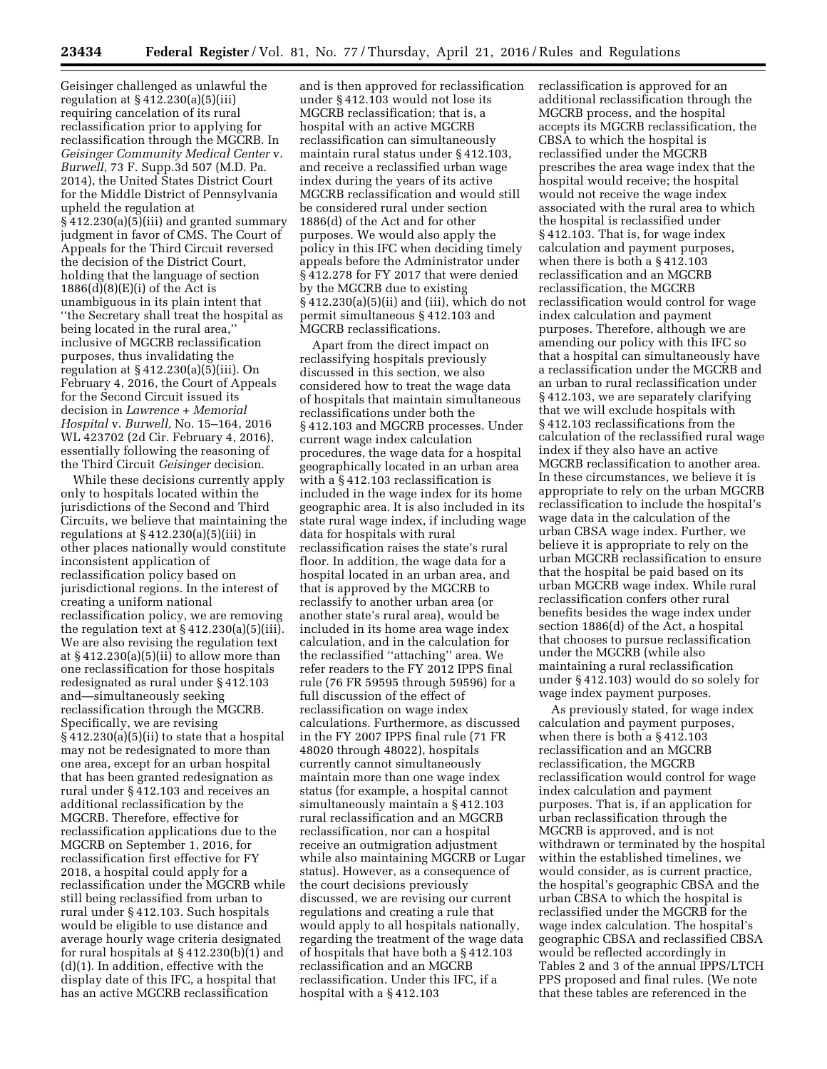Geisinger challenged as unlawful the regulation at § 412.230(a)(5)(iii) requiring cancelation of its rural reclassification prior to applying for reclassification through the MGCRB. In *Geisinger Community Medical Center* v. *Burwell,* 73 F. Supp.3d 507 (M.D. Pa. 2014), the United States District Court for the Middle District of Pennsylvania upheld the regulation at § 412.230(a)(5)(iii) and granted summary judgment in favor of CMS. The Court of Appeals for the Third Circuit reversed the decision of the District Court, holding that the language of section 1886(d)(8)(E)(i) of the Act is unambiguous in its plain intent that ''the Secretary shall treat the hospital as being located in the rural area,'' inclusive of MGCRB reclassification purposes, thus invalidating the regulation at § 412.230(a)(5)(iii). On February 4, 2016, the Court of Appeals for the Second Circuit issued its decision in *Lawrence + Memorial Hospital* v. *Burwell,* No. 15–164, 2016 WL 423702 (2d Cir. February 4, 2016), essentially following the reasoning of the Third Circuit *Geisinger* decision.

While these decisions currently apply only to hospitals located within the jurisdictions of the Second and Third Circuits, we believe that maintaining the regulations at § 412.230(a)(5)(iii) in other places nationally would constitute inconsistent application of reclassification policy based on jurisdictional regions. In the interest of creating a uniform national reclassification policy, we are removing the regulation text at § 412.230(a)(5)(iii). We are also revising the regulation text at § 412.230(a)(5)(ii) to allow more than one reclassification for those hospitals redesignated as rural under § 412.103 and—simultaneously seeking reclassification through the MGCRB. Specifically, we are revising § 412.230(a)(5)(ii) to state that a hospital may not be redesignated to more than one area, except for an urban hospital that has been granted redesignation as rural under § 412.103 and receives an additional reclassification by the MGCRB. Therefore, effective for reclassification applications due to the MGCRB on September 1, 2016, for reclassification first effective for FY 2018, a hospital could apply for a reclassification under the MGCRB while still being reclassified from urban to rural under § 412.103. Such hospitals would be eligible to use distance and average hourly wage criteria designated for rural hospitals at § 412.230(b)(1) and (d)(1). In addition, effective with the display date of this IFC, a hospital that has an active MGCRB reclassification and is then approved for reclassification under § 412.103 would not lose its MGCRB reclassification; that is, a hospital with an active MGCRB reclassification can simultaneously maintain rural status under § 412.103, and receive a reclassified urban wage index during the years of its active MGCRB reclassification and would still be considered rural under section 1886(d) of the Act and for other purposes. We would also apply the policy in this IFC when deciding timely appeals before the Administrator under § 412.278 for FY 2017 that were denied by the MGCRB due to existing § 412.230(a)(5)(ii) and (iii), which do not permit simultaneous § 412.103 and MGCRB reclassifications.

Apart from the direct impact on reclassifying hospitals previously discussed in this section, we also considered how to treat the wage data of hospitals that maintain simultaneous reclassifications under both the § 412.103 and MGCRB processes. Under current wage index calculation procedures, the wage data for a hospital geographically located in an urban area with a § 412.103 reclassification is included in the wage index for its home geographic area. It is also included in its state rural wage index, if including wage data for hospitals with rural reclassification raises the state's rural floor. In addition, the wage data for a hospital located in an urban area, and that is approved by the MGCRB to reclassify to another urban area (or another state's rural area), would be included in its home area wage index calculation, and in the calculation for the reclassified ''attaching'' area. We refer readers to the FY 2012 IPPS final rule (76 FR 59595 through 59596) for a full discussion of the effect of reclassification on wage index calculations. Furthermore, as discussed in the FY 2007 IPPS final rule (71 FR 48020 through 48022), hospitals currently cannot simultaneously maintain more than one wage index status (for example, a hospital cannot simultaneously maintain a § 412.103 rural reclassification and an MGCRB reclassification, nor can a hospital receive an outmigration adjustment while also maintaining MGCRB or Lugar status). However, as a consequence of the court decisions previously discussed, we are revising our current regulations and creating a rule that would apply to all hospitals nationally, regarding the treatment of the wage data of hospitals that have both a § 412.103 reclassification and an MGCRB reclassification. Under this IFC, if a hospital with a § 412.103 reclassification is approved for an additional reclassification through the MGCRB process, and the hospital accepts its MGCRB reclassification, the CBSA to which the hospital is reclassified under the MGCRB prescribes the area wage index that the hospital would receive; the hospital would not receive the wage index associated with the rural area to which the hospital is reclassified under § 412.103. That is, for wage index calculation and payment purposes, when there is both a § 412.103 reclassification and an MGCRB reclassification, the MGCRB reclassification would control for wage index calculation and payment purposes. Therefore, although we are amending our policy with this IFC so that a hospital can simultaneously have a reclassification under the MGCRB and an urban to rural reclassification under § 412.103, we are separately clarifying that we will exclude hospitals with § 412.103 reclassifications from the calculation of the reclassified rural wage index if they also have an active MGCRB reclassification to another area. In these circumstances, we believe it is appropriate to rely on the urban MGCRB reclassification to include the hospital's wage data in the calculation of the urban CBSA wage index. Further, we believe it is appropriate to rely on the urban MGCRB reclassification to ensure that the hospital be paid based on its urban MGCRB wage index. While rural reclassification confers other rural benefits besides the wage index under section 1886(d) of the Act, a hospital that chooses to pursue reclassification under the MGCRB (while also maintaining a rural reclassification under § 412.103) would do so solely for wage index payment purposes.

As previously stated, for wage index calculation and payment purposes, when there is both a § 412.103 reclassification and an MGCRB reclassification, the MGCRB reclassification would control for wage index calculation and payment purposes. That is, if an application for urban reclassification through the MGCRB is approved, and is not withdrawn or terminated by the hospital within the established timelines, we would consider, as is current practice, the hospital's geographic CBSA and the urban CBSA to which the hospital is reclassified under the MGCRB for the wage index calculation. The hospital's geographic CBSA and reclassified CBSA would be reflected accordingly in Tables 2 and 3 of the annual IPPS/LTCH PPS proposed and final rules. (We note that these tables are referenced in the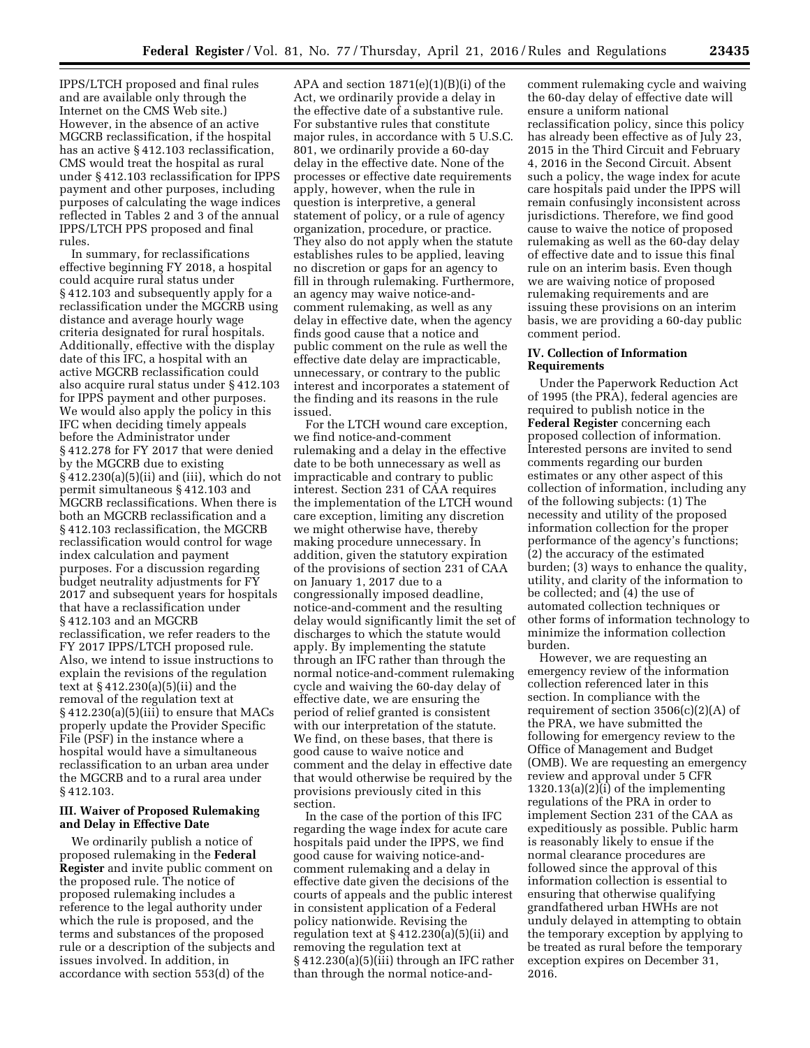IPPS/LTCH proposed and final rules and are available only through the Internet on the CMS Web site.) However, in the absence of an active MGCRB reclassification, if the hospital has an active § 412.103 reclassification, CMS would treat the hospital as rural under § 412.103 reclassification for IPPS payment and other purposes, including purposes of calculating the wage indices reflected in Tables 2 and 3 of the annual IPPS/LTCH PPS proposed and final rules.

In summary, for reclassifications effective beginning FY 2018, a hospital could acquire rural status under § 412.103 and subsequently apply for a reclassification under the MGCRB using distance and average hourly wage criteria designated for rural hospitals. Additionally, effective with the display date of this IFC, a hospital with an active MGCRB reclassification could also acquire rural status under § 412.103 for IPPS payment and other purposes. We would also apply the policy in this IFC when deciding timely appeals before the Administrator under § 412.278 for FY 2017 that were denied by the MGCRB due to existing § 412.230(a)(5)(ii) and (iii), which do not permit simultaneous § 412.103 and MGCRB reclassifications. When there is both an MGCRB reclassification and a § 412.103 reclassification, the MGCRB reclassification would control for wage index calculation and payment purposes. For a discussion regarding budget neutrality adjustments for FY 2017 and subsequent years for hospitals that have a reclassification under § 412.103 and an MGCRB reclassification, we refer readers to the FY 2017 IPPS/LTCH proposed rule. Also, we intend to issue instructions to explain the revisions of the regulation text at § 412.230(a)(5)(ii) and the removal of the regulation text at § 412.230(a)(5)(iii) to ensure that MACs properly update the Provider Specific File (PSF) in the instance where a hospital would have a simultaneous reclassification to an urban area under the MGCRB and to a rural area under § 412.103.

## III. Waiver of Proposed Rulemaking and Delay in Effective Date

We ordinarily publish a notice of proposed rulemaking in the **Federal Register** and invite public comment on the proposed rule. The notice of proposed rulemaking includes a reference to the legal authority under which the rule is proposed, and the terms and substances of the proposed rule or a description of the subjects and issues involved. In addition, in accordance with section 553(d) of the APA and section 1871(e)(1)(B)(i) of the Act, we ordinarily provide a delay in the effective date of a substantive rule. For substantive rules that constitute major rules, in accordance with 5 U.S.C. 801, we ordinarily provide a 60-day delay in the effective date. None of the processes or effective date requirements apply, however, when the rule in question is interpretive, a general statement of policy, or a rule of agency organization, procedure, or practice. They also do not apply when the statute establishes rules to be applied, leaving no discretion or gaps for an agency to fill in through rulemaking. Furthermore, an agency may waive notice-and-comment rulemaking, as well as any delay in effective date, when the agency finds good cause that a notice and public comment on the rule as well the effective date delay are impracticable, unnecessary, or contrary to the public interest and incorporates a statement of the finding and its reasons in the rule issued.

For the LTCH wound care exception, we find notice-and-comment rulemaking and a delay in the effective date to be both unnecessary as well as impracticable and contrary to public interest. Section 231 of CAA requires the implementation of the LTCH wound care exception, limiting any discretion we might otherwise have, thereby making procedure unnecessary. In addition, given the statutory expiration of the provisions of section 231 of CAA on January 1, 2017 due to a congressionally imposed deadline, notice-and-comment and the resulting delay would significantly limit the set of discharges to which the statute would apply. By implementing the statute through an IFC rather than through the normal notice-and-comment rulemaking cycle and waiving the 60-day delay of effective date, we are ensuring the period of relief granted is consistent with our interpretation of the statute. We find, on these bases, that there is good cause to waive notice and comment and the delay in effective date that would otherwise be required by the provisions previously cited in this section.

In the case of the portion of this IFC regarding the wage index for acute care hospitals paid under the IPPS, we find good cause for waiving notice-and-comment rulemaking and a delay in effective date given the decisions of the courts of appeals and the public interest in consistent application of a Federal policy nationwide. Revising the regulation text at § 412.230(a)(5)(ii) and removing the regulation text at § 412.230(a)(5)(iii) through an IFC rather than through the normal notice-and-comment rulemaking cycle and waiving the 60-day delay of effective date will ensure a uniform national reclassification policy, since this policy has already been effective as of July 23, 2015 in the Third Circuit and February 4, 2016 in the Second Circuit. Absent such a policy, the wage index for acute care hospitals paid under the IPPS will remain confusingly inconsistent across jurisdictions. Therefore, we find good cause to waive the notice of proposed rulemaking as well as the 60-day delay of effective date and to issue this final rule on an interim basis. Even though we are waiving notice of proposed rulemaking requirements and are issuing these provisions on an interim basis, we are providing a 60-day public comment period.

## IV. Collection of Information Requirements

Under the Paperwork Reduction Act of 1995 (the PRA), federal agencies are required to publish notice in the **Federal Register** concerning each proposed collection of information. Interested persons are invited to send comments regarding our burden estimates or any other aspect of this collection of information, including any of the following subjects: (1) The necessity and utility of the proposed information collection for the proper performance of the agency's functions; (2) the accuracy of the estimated burden; (3) ways to enhance the quality, utility, and clarity of the information to be collected; and (4) the use of automated collection techniques or other forms of information technology to minimize the information collection burden.

However, we are requesting an emergency review of the information collection referenced later in this section. In compliance with the requirement of section 3506(c)(2)(A) of the PRA, we have submitted the following for emergency review to the Office of Management and Budget (OMB). We are requesting an emergency review and approval under 5 CFR 1320.13(a)(2)(i) of the implementing regulations of the PRA in order to implement Section 231 of the CAA as expeditiously as possible. Public harm is reasonably likely to ensue if the normal clearance procedures are followed since the approval of this information collection is essential to ensuring that otherwise qualifying grandfathered urban HWHs are not unduly delayed in attempting to obtain the temporary exception by applying to be treated as rural before the temporary exception expires on December 31, 2016.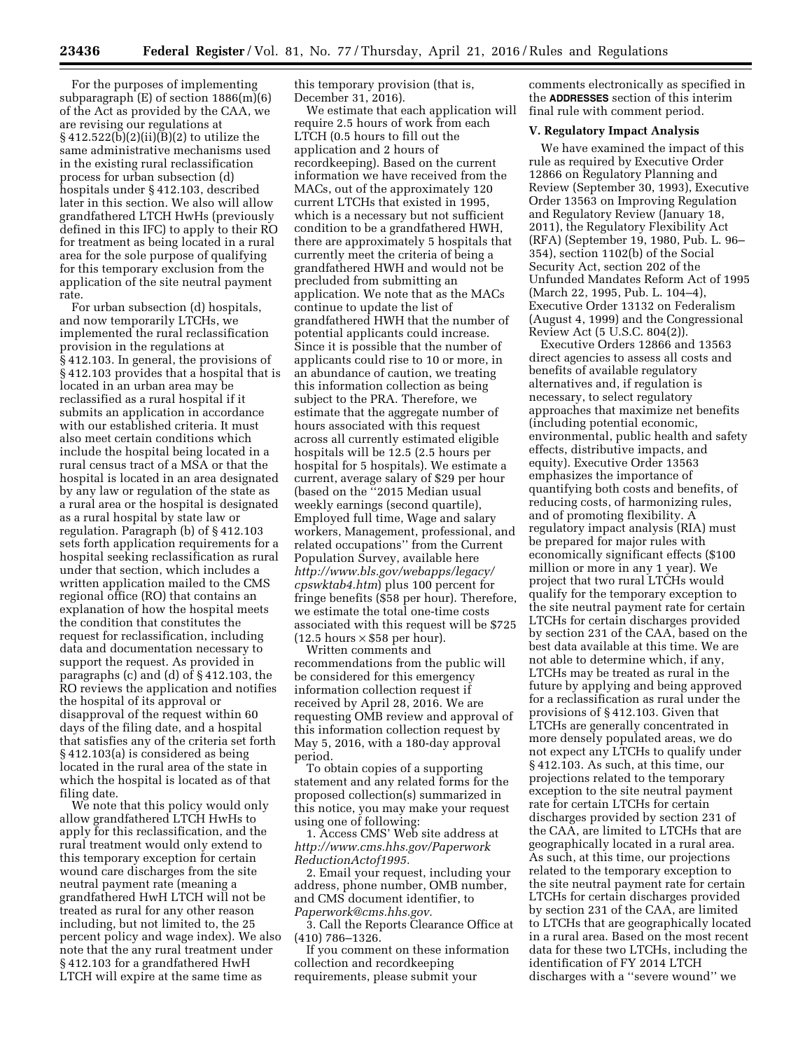For the purposes of implementing subparagraph (E) of section 1886(m)(6) of the Act as provided by the CAA, we are revising our regulations at § 412.522(b)(2)(ii)(B)(2) to utilize the same administrative mechanisms used in the existing rural reclassification process for urban subsection (d) hospitals under § 412.103, described later in this section. We also will allow grandfathered LTCH HwHs (previously defined in this IFC) to apply to their RO for treatment as being located in a rural area for the sole purpose of qualifying for this temporary exclusion from the application of the site neutral payment rate.

For urban subsection (d) hospitals, and now temporarily LTCHs, we implemented the rural reclassification provision in the regulations at § 412.103. In general, the provisions of § 412.103 provides that a hospital that is located in an urban area may be reclassified as a rural hospital if it submits an application in accordance with our established criteria. It must also meet certain conditions which include the hospital being located in a rural census tract of a MSA or that the hospital is located in an area designated by any law or regulation of the state as a rural area or the hospital is designated as a rural hospital by state law or regulation. Paragraph (b) of § 412.103 sets forth application requirements for a hospital seeking reclassification as rural under that section, which includes a written application mailed to the CMS regional office (RO) that contains an explanation of how the hospital meets the condition that constitutes the request for reclassification, including data and documentation necessary to support the request. As provided in paragraphs (c) and (d) of § 412.103, the RO reviews the application and notifies the hospital of its approval or disapproval of the request within 60 days of the filing date, and a hospital that satisfies any of the criteria set forth § 412.103(a) is considered as being located in the rural area of the state in which the hospital is located as of that filing date.

We note that this policy would only allow grandfathered LTCH HwHs to apply for this reclassification, and the rural treatment would only extend to this temporary exception for certain wound care discharges from the site neutral payment rate (meaning a grandfathered HwH LTCH will not be treated as rural for any other reason including, but not limited to, the 25 percent policy and wage index). We also note that the any rural treatment under § 412.103 for a grandfathered HwH LTCH will expire at the same time as this temporary provision (that is, December 31, 2016).

We estimate that each application will require 2.5 hours of work from each LTCH (0.5 hours to fill out the application and 2 hours of recordkeeping). Based on the current information we have received from the MACs, out of the approximately 120 current LTCHs that existed in 1995, which is a necessary but not sufficient condition to be a grandfathered HWH, there are approximately 5 hospitals that currently meet the criteria of being a grandfathered HWH and would not be precluded from submitting an application. We note that as the MACs continue to update the list of grandfathered HWH that the number of potential applicants could increase. Since it is possible that the number of applicants could rise to 10 or more, in an abundance of caution, we treating this information collection as being subject to the PRA. Therefore, we estimate that the aggregate number of hours associated with this request across all currently estimated eligible hospitals will be 12.5 (2.5 hours per hospital for 5 hospitals). We estimate a current, average salary of $29 per hour (based on the ''2015 Median usual weekly earnings (second quartile), Employed full time, Wage and salary workers, Management, professional, and related occupations'' from the Current Population Survey, available here *http://www.bls.gov/webapps/legacy/cpswktab4.htm*) plus 100 percent for fringe benefits ($58 per hour). Therefore, we estimate the total one-time costs associated with this request will be $725 (12.5 hours × $58 per hour).

Written comments and recommendations from the public will be considered for this emergency information collection request if received by April 28, 2016. We are requesting OMB review and approval of this information collection request by May 5, 2016, with a 180-day approval period.

To obtain copies of a supporting statement and any related forms for the proposed collection(s) summarized in this notice, you may make your request using one of following:

1. Access CMS' Web site address at *http://www.cms.hhs.gov/PaperworkReductionActof1995.*

2. Email your request, including your address, phone number, OMB number, and CMS document identifier, to *Paperwork@cms.hhs.gov.*

3. Call the Reports Clearance Office at (410) 786–1326.

If you comment on these information collection and recordkeeping requirements, please submit your comments electronically as specified in the **ADDRESSES** section of this interim final rule with comment period.

## V. Regulatory Impact Analysis

We have examined the impact of this rule as required by Executive Order 12866 on Regulatory Planning and Review (September 30, 1993), Executive Order 13563 on Improving Regulation and Regulatory Review (January 18, 2011), the Regulatory Flexibility Act (RFA) (September 19, 1980, Pub. L. 96–354), section 1102(b) of the Social Security Act, section 202 of the Unfunded Mandates Reform Act of 1995 (March 22, 1995, Pub. L. 104–4), Executive Order 13132 on Federalism (August 4, 1999) and the Congressional Review Act (5 U.S.C. 804(2)).

Executive Orders 12866 and 13563 direct agencies to assess all costs and benefits of available regulatory alternatives and, if regulation is necessary, to select regulatory approaches that maximize net benefits (including potential economic, environmental, public health and safety effects, distributive impacts, and equity). Executive Order 13563 emphasizes the importance of quantifying both costs and benefits, of reducing costs, of harmonizing rules, and of promoting flexibility. A regulatory impact analysis (RIA) must be prepared for major rules with economically significant effects ($100 million or more in any 1 year). We project that two rural LTCHs would qualify for the temporary exception to the site neutral payment rate for certain LTCHs for certain discharges provided by section 231 of the CAA, based on the best data available at this time. We are not able to determine which, if any, LTCHs may be treated as rural in the future by applying and being approved for a reclassification as rural under the provisions of § 412.103. Given that LTCHs are generally concentrated in more densely populated areas, we do not expect any LTCHs to qualify under § 412.103. As such, at this time, our projections related to the temporary exception to the site neutral payment rate for certain LTCHs for certain discharges provided by section 231 of the CAA, are limited to LTCHs that are geographically located in a rural area. As such, at this time, our projections related to the temporary exception to the site neutral payment rate for certain LTCHs for certain discharges provided by section 231 of the CAA, are limited to LTCHs that are geographically located in a rural area. Based on the most recent data for these two LTCHs, including the identification of FY 2014 LTCH discharges with a ''severe wound'' we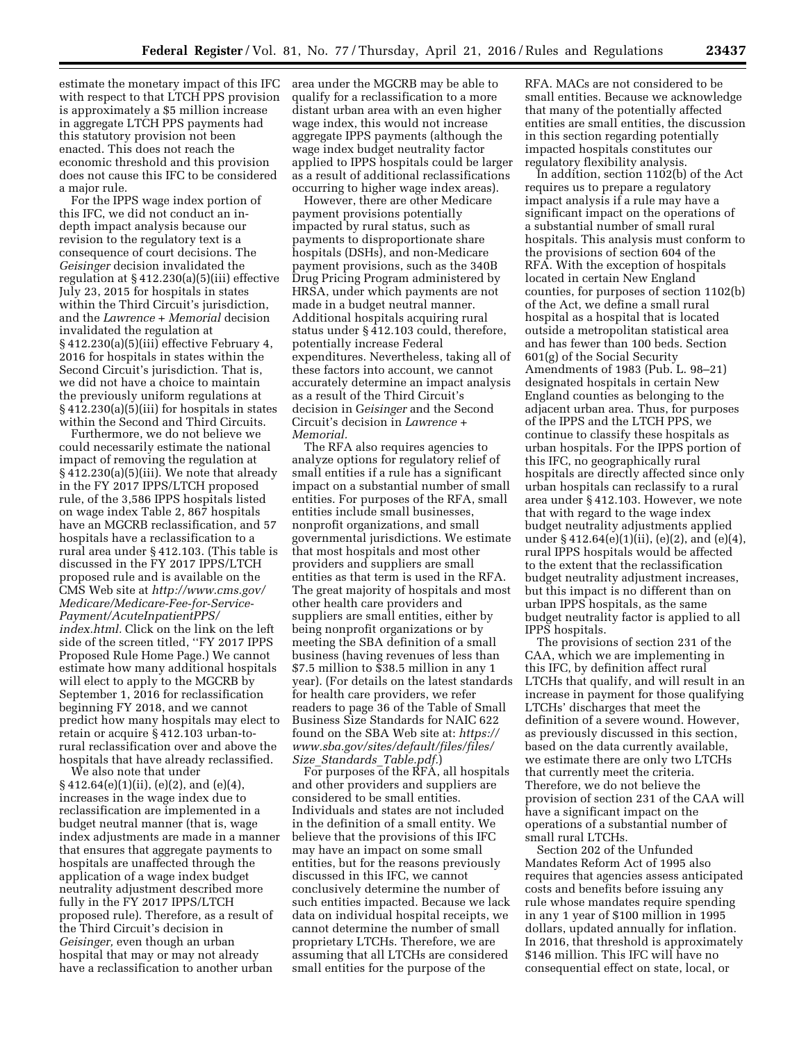estimate the monetary impact of this IFC with respect to that LTCH PPS provision is approximately a $5 million increase in aggregate LTCH PPS payments had this statutory provision not been enacted. This does not reach the economic threshold and this provision does not cause this IFC to be considered a major rule.

For the IPPS wage index portion of this IFC, we did not conduct an in-depth impact analysis because our revision to the regulatory text is a consequence of court decisions. The *Geisinger* decision invalidated the regulation at § 412.230(a)(5)(iii) effective July 23, 2015 for hospitals in states within the Third Circuit's jurisdiction, and the *Lawrence + Memorial* decision invalidated the regulation at § 412.230(a)(5)(iii) effective February 4, 2016 for hospitals in states within the Second Circuit's jurisdiction. That is, we did not have a choice to maintain the previously uniform regulations at § 412.230(a)(5)(iii) for hospitals in states within the Second and Third Circuits.

Furthermore, we do not believe we could necessarily estimate the national impact of removing the regulation at § 412.230(a)(5)(iii). We note that already in the FY 2017 IPPS/LTCH proposed rule, of the 3,586 IPPS hospitals listed on wage index Table 2, 867 hospitals have an MGCRB reclassification, and 57 hospitals have a reclassification to a rural area under § 412.103. (This table is discussed in the FY 2017 IPPS/LTCH proposed rule and is available on the CMS Web site at *http://www.cms.gov/Medicare/Medicare-Fee-for-Service-Payment/AcuteInpatientPPS/index.html.* Click on the link on the left side of the screen titled, ''FY 2017 IPPS Proposed Rule Home Page.) We cannot estimate how many additional hospitals will elect to apply to the MGCRB by September 1, 2016 for reclassification beginning FY 2018, and we cannot predict how many hospitals may elect to retain or acquire § 412.103 urban-to-rural reclassification over and above the hospitals that have already reclassified.

We also note that under § 412.64(e)(1)(ii), (e)(2), and (e)(4), increases in the wage index due to reclassification are implemented in a budget neutral manner (that is, wage index adjustments are made in a manner that ensures that aggregate payments to hospitals are unaffected through the application of a wage index budget neutrality adjustment described more fully in the FY 2017 IPPS/LTCH proposed rule). Therefore, as a result of the Third Circuit's decision in *Geisinger,* even though an urban hospital that may or may not already have a reclassification to another urban area under the MGCRB may be able to qualify for a reclassification to a more distant urban area with an even higher wage index, this would not increase aggregate IPPS payments (although the wage index budget neutrality factor applied to IPPS hospitals could be larger as a result of additional reclassifications occurring to higher wage index areas).

However, there are other Medicare payment provisions potentially impacted by rural status, such as payments to disproportionate share hospitals (DSHs), and non-Medicare payment provisions, such as the 340B Drug Pricing Program administered by HRSA, under which payments are not made in a budget neutral manner. Additional hospitals acquiring rural status under § 412.103 could, therefore, potentially increase Federal expenditures. Nevertheless, taking all of these factors into account, we cannot accurately determine an impact analysis as a result of the Third Circuit's decision in G*eisinger* and the Second Circuit's decision in *Lawrence + Memorial.*

The RFA also requires agencies to analyze options for regulatory relief of small entities if a rule has a significant impact on a substantial number of small entities. For purposes of the RFA, small entities include small businesses, nonprofit organizations, and small governmental jurisdictions. We estimate that most hospitals and most other providers and suppliers are small entities as that term is used in the RFA. The great majority of hospitals and most other health care providers and suppliers are small entities, either by being nonprofit organizations or by meeting the SBA definition of a small business (having revenues of less than $7.5 million to $38.5 million in any 1 year). (For details on the latest standards for health care providers, we refer readers to page 36 of the Table of Small Business Size Standards for NAIC 622 found on the SBA Web site at: *https://www.sba.gov/sites/default/files/files/Size_Standards_Table.pdf.*)

For purposes of the RFA, all hospitals and other providers and suppliers are considered to be small entities. Individuals and states are not included in the definition of a small entity. We believe that the provisions of this IFC may have an impact on some small entities, but for the reasons previously discussed in this IFC, we cannot conclusively determine the number of such entities impacted. Because we lack data on individual hospital receipts, we cannot determine the number of small proprietary LTCHs. Therefore, we are assuming that all LTCHs are considered small entities for the purpose of the RFA. MACs are not considered to be small entities. Because we acknowledge that many of the potentially affected entities are small entities, the discussion in this section regarding potentially impacted hospitals constitutes our regulatory flexibility analysis.

In addition, section 1102(b) of the Act requires us to prepare a regulatory impact analysis if a rule may have a significant impact on the operations of a substantial number of small rural hospitals. This analysis must conform to the provisions of section 604 of the RFA. With the exception of hospitals located in certain New England counties, for purposes of section 1102(b) of the Act, we define a small rural hospital as a hospital that is located outside a metropolitan statistical area and has fewer than 100 beds. Section 601(g) of the Social Security Amendments of 1983 (Pub. L. 98–21) designated hospitals in certain New England counties as belonging to the adjacent urban area. Thus, for purposes of the IPPS and the LTCH PPS, we continue to classify these hospitals as urban hospitals. For the IPPS portion of this IFC, no geographically rural hospitals are directly affected since only urban hospitals can reclassify to a rural area under § 412.103. However, we note that with regard to the wage index budget neutrality adjustments applied under § 412.64(e)(1)(ii), (e)(2), and (e)(4), rural IPPS hospitals would be affected to the extent that the reclassification budget neutrality adjustment increases, but this impact is no different than on urban IPPS hospitals, as the same budget neutrality factor is applied to all IPPS hospitals.

The provisions of section 231 of the CAA, which we are implementing in this IFC, by definition affect rural LTCHs that qualify, and will result in an increase in payment for those qualifying LTCHs' discharges that meet the definition of a severe wound. However, as previously discussed in this section, based on the data currently available, we estimate there are only two LTCHs that currently meet the criteria. Therefore, we do not believe the provision of section 231 of the CAA will have a significant impact on the operations of a substantial number of small rural LTCHs.

Section 202 of the Unfunded Mandates Reform Act of 1995 also requires that agencies assess anticipated costs and benefits before issuing any rule whose mandates require spending in any 1 year of $100 million in 1995 dollars, updated annually for inflation. In 2016, that threshold is approximately $146 million. This IFC will have no consequential effect on state, local, or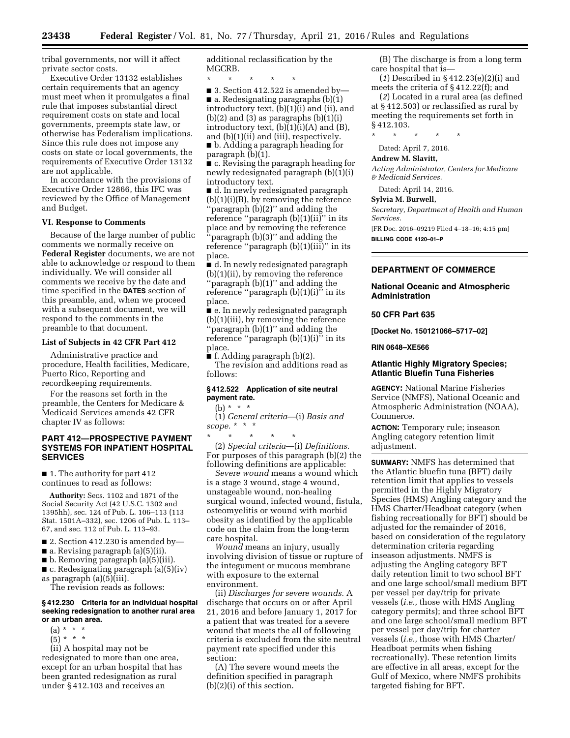tribal governments, nor will it affect private sector costs.

Executive Order 13132 establishes certain requirements that an agency must meet when it promulgates a final rule that imposes substantial direct requirement costs on state and local governments, preempts state law, or otherwise has Federalism implications. Since this rule does not impose any costs on state or local governments, the requirements of Executive Order 13132 are not applicable.

In accordance with the provisions of Executive Order 12866, this IFC was reviewed by the Office of Management and Budget.

### VI. Response to Comments

Because of the large number of public comments we normally receive on **Federal Register** documents, we are not able to acknowledge or respond to them individually. We will consider all comments we receive by the date and time specified in the **DATES** section of this preamble, and, when we proceed with a subsequent document, we will respond to the comments in the preamble to that document.

### List of Subjects in 42 CFR Part 412

Administrative practice and procedure, Health facilities, Medicare, Puerto Rico, Reporting and recordkeeping requirements.

For the reasons set forth in the preamble, the Centers for Medicare & Medicaid Services amends 42 CFR chapter IV as follows:

## PART 412—PROSPECTIVE PAYMENT SYSTEMS FOR INPATIENT HOSPITAL SERVICES

■ 1. The authority for part 412 continues to read as follows:

**Authority:** Secs. 1102 and 1871 of the Social Security Act (42 U.S.C. 1302 and 1395hh), sec. 124 of Pub. L. 106–113 (113 Stat. 1501A–332), sec. 1206 of Pub. L. 113–67, and sec. 112 of Pub. L. 113–93.

■ 2. Section 412.230 is amended by—

■ a. Revising paragraph (a)(5)(ii).

■ b. Removing paragraph (a)(5)(iii).

■ c. Redesignating paragraph (a)(5)(iv) as paragraph (a)(5)(iii).

The revision reads as follows:

#### § 412.230 Criteria for an individual hospital seeking redesignation to another rural area or an urban area.

(a) * * *

(5) * * *

(ii) A hospital may not be redesignated to more than one area, except for an urban hospital that has been granted redesignation as rural under § 412.103 and receives an additional reclassification by the MGCRB.

\* \* \* \* \*

■ 3. Section 412.522 is amended by—

■ a. Redesignating paragraphs (b)(1) introductory text, (b)(1)(i) and (ii), and (b)(2) and (3) as paragraphs (b)(1)(i) introductory text, (b)(1)(i)(A) and (B), and (b)(1)(ii) and (iii), respectively.

■ b. Adding a paragraph heading for paragraph (b)(1).

■ c. Revising the paragraph heading for newly redesignated paragraph (b)(1)(i) introductory text.

■ d. In newly redesignated paragraph (b)(1)(i)(B), by removing the reference ''paragraph (b)(2)'' and adding the reference ''paragraph (b)(1)(ii)'' in its place and by removing the reference ''paragraph (b)(3)'' and adding the reference ''paragraph (b)(1)(iii)'' in its place.

■ d. In newly redesignated paragraph (b)(1)(ii), by removing the reference ''paragraph (b)(1)'' and adding the reference ''paragraph (b)(1)(i)'' in its place.

■ e. In newly redesignated paragraph (b)(1)(iii), by removing the reference ''paragraph (b)(1)'' and adding the reference ''paragraph (b)(1)(i)'' in its place.

■ f. Adding paragraph (b)(2).

The revision and additions read as follows:

#### § 412.522 Application of site neutral payment rate.

(b) * * *

(1) *General criteria*—(i) *Basis and scope.* * * *

\* \* \* \* \*

(2) *Special criteria*—(i) *Definitions.* For purposes of this paragraph (b)(2) the following definitions are applicable:

*Severe wound* means a wound which is a stage 3 wound, stage 4 wound, unstageable wound, non-healing surgical wound, infected wound, fistula, osteomyelitis or wound with morbid obesity as identified by the applicable code on the claim from the long-term care hospital.

*Wound* means an injury, usually involving division of tissue or rupture of the integument or mucous membrane with exposure to the external environment.

(ii) *Discharges for severe wounds.* A discharge that occurs on or after April 21, 2016 and before January 1, 2017 for a patient that was treated for a severe wound that meets the all of following criteria is excluded from the site neutral payment rate specified under this section:

(A) The severe wound meets the definition specified in paragraph (b)(2)(i) of this section.

(B) The discharge is from a long term care hospital that is—

(*1*) Described in § 412.23(e)(2)(i) and meets the criteria of § 412.22(f); and

(*2*) Located in a rural area (as defined at § 412.503) or reclassified as rural by meeting the requirements set forth in § 412.103.

\* \* \* \* \*

Dated: April 7, 2016.

**Andrew M. Slavitt,**

*Acting Administrator, Centers for Medicare & Medicaid Services.*

Dated: April 14, 2016.

**Sylvia M. Burwell,**

*Secretary, Department of Health and Human Services.*

[FR Doc. 2016–09219 Filed 4–18–16; 4:15 pm]

**BILLING CODE 4120–01–P**

---

## DEPARTMENT OF COMMERCE

### National Oceanic and Atmospheric Administration

### 50 CFR Part 635

**[Docket No. 150121066–5717–02]**

**RIN 0648–XE566**

### Atlantic Highly Migratory Species; Atlantic Bluefin Tuna Fisheries

**AGENCY:** National Marine Fisheries Service (NMFS), National Oceanic and Atmospheric Administration (NOAA), Commerce.

**ACTION:** Temporary rule; inseason Angling category retention limit adjustment.

**SUMMARY:** NMFS has determined that the Atlantic bluefin tuna (BFT) daily retention limit that applies to vessels permitted in the Highly Migratory Species (HMS) Angling category and the HMS Charter/Headboat category (when fishing recreationally for BFT) should be adjusted for the remainder of 2016, based on consideration of the regulatory determination criteria regarding inseason adjustments. NMFS is adjusting the Angling category BFT daily retention limit to two school BFT and one large school/small medium BFT per vessel per day/trip for private vessels (*i.e.,* those with HMS Angling category permits); and three school BFT and one large school/small medium BFT per vessel per day/trip for charter vessels (*i.e.,* those with HMS Charter/Headboat permits when fishing recreationally). These retention limits are effective in all areas, except for the Gulf of Mexico, where NMFS prohibits targeted fishing for BFT.